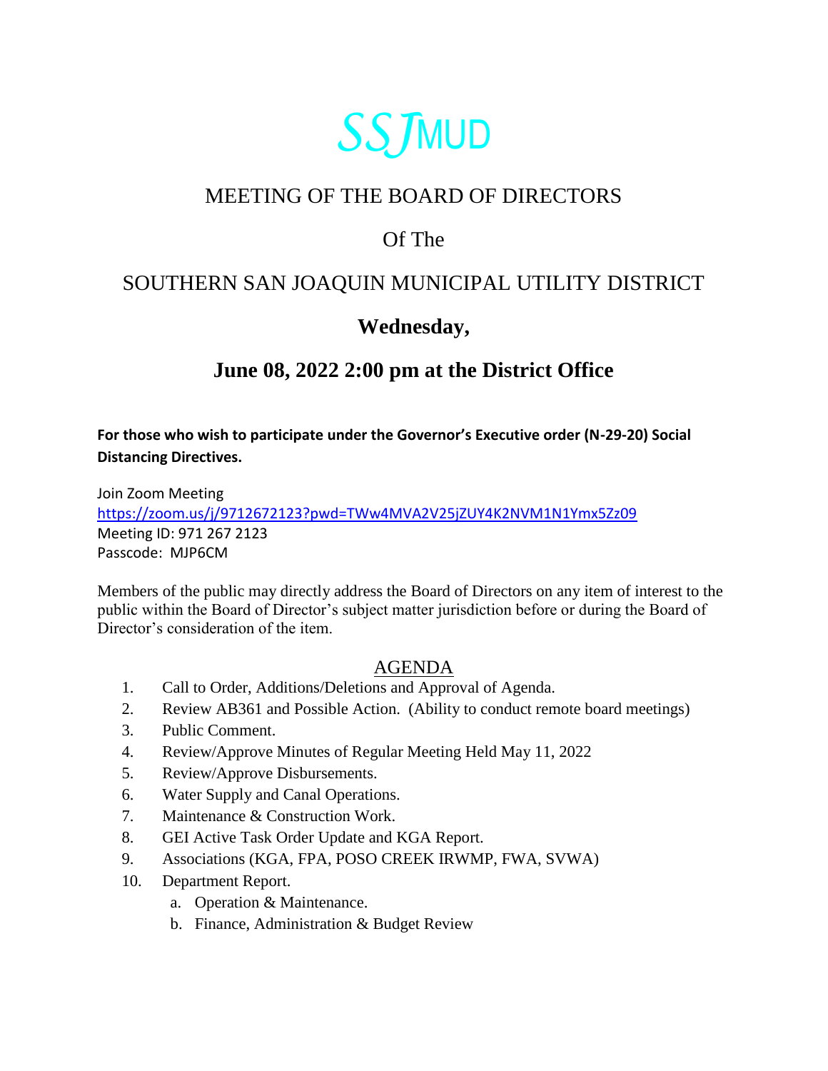# SSJMUD

## MEETING OF THE BOARD OF DIRECTORS

## Of The

## SOUTHERN SAN JOAQUIN MUNICIPAL UTILITY DISTRICT

## Wednesday,

## June 08, 2022 2:00 pm at the District Office

**For those who wish to participate under the Governor's Executive order (N-29-20) Social Distancing Directives.**

Join Zoom Meeting
https://zoom.us/j/9712672123?pwd=TWw4MVA2V25jZUY4K2NVM1N1Ymx5Zz09
Meeting ID: 971 267 2123
Passcode: MJP6CM

Members of the public may directly address the Board of Directors on any item of interest to the public within the Board of Director's subject matter jurisdiction before or during the Board of Director's consideration of the item.

## AGENDA

1. Call to Order, Additions/Deletions and Approval of Agenda.
2. Review AB361 and Possible Action. (Ability to conduct remote board meetings)
3. Public Comment.
4. Review/Approve Minutes of Regular Meeting Held May 11, 2022
5. Review/Approve Disbursements.
6. Water Supply and Canal Operations.
7. Maintenance & Construction Work.
8. GEI Active Task Order Update and KGA Report.
9. Associations (KGA, FPA, POSO CREEK IRWMP, FWA, SVWA)
10. Department Report.
    a. Operation & Maintenance.
    b. Finance, Administration & Budget Review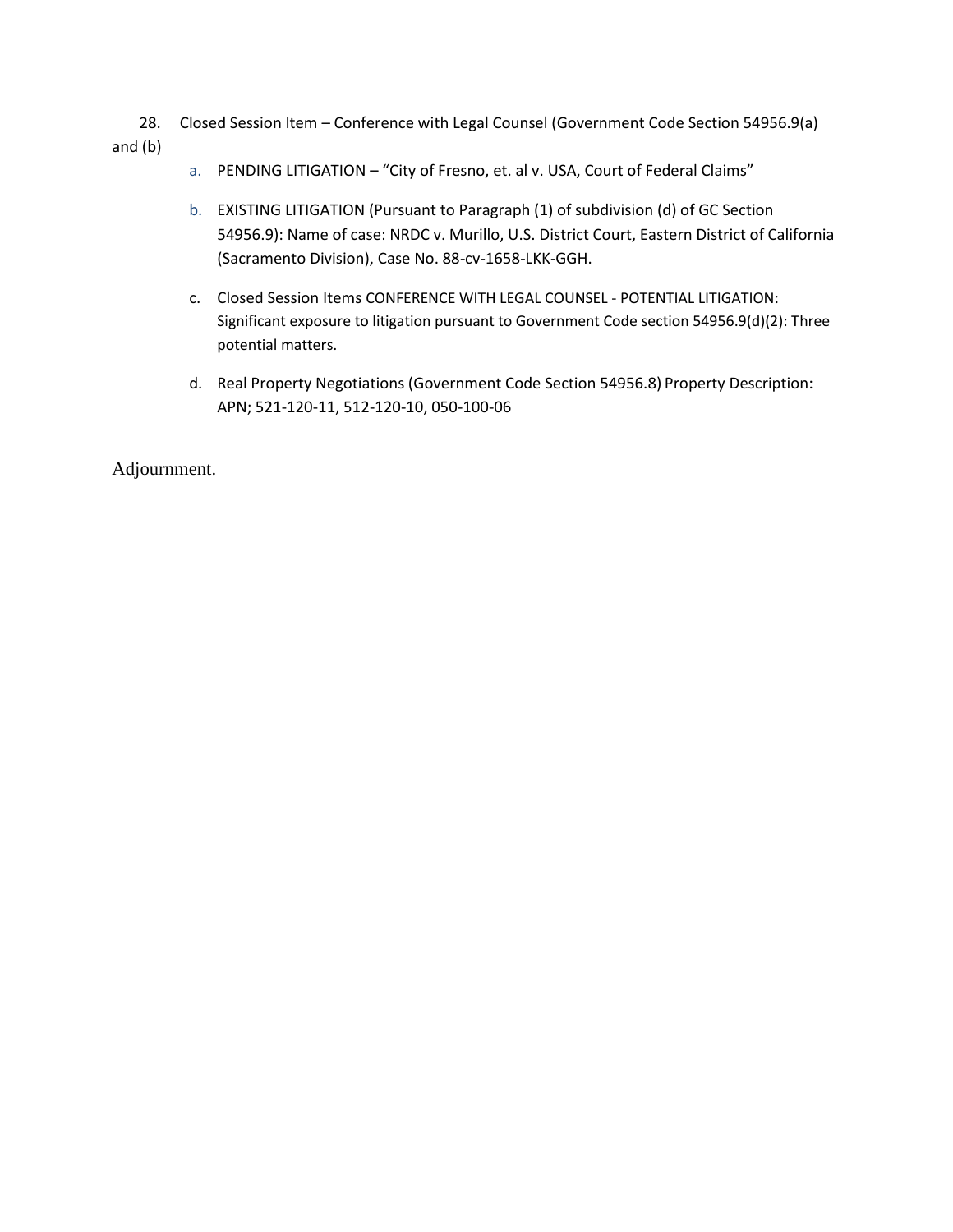28. Closed Session Item – Conference with Legal Counsel (Government Code Section 54956.9(a) and (b)

   a. PENDING LITIGATION – "City of Fresno, et. al v. USA, Court of Federal Claims"

   b. EXISTING LITIGATION (Pursuant to Paragraph (1) of subdivision (d) of GC Section 54956.9): Name of case: NRDC v. Murillo, U.S. District Court, Eastern District of California (Sacramento Division), Case No. 88-cv-1658-LKK-GGH.

   c. Closed Session Items CONFERENCE WITH LEGAL COUNSEL - POTENTIAL LITIGATION: Significant exposure to litigation pursuant to Government Code section 54956.9(d)(2): Three potential matters.

   d. Real Property Negotiations (Government Code Section 54956.8) Property Description: APN; 521-120-11, 512-120-10, 050-100-06

Adjournment.